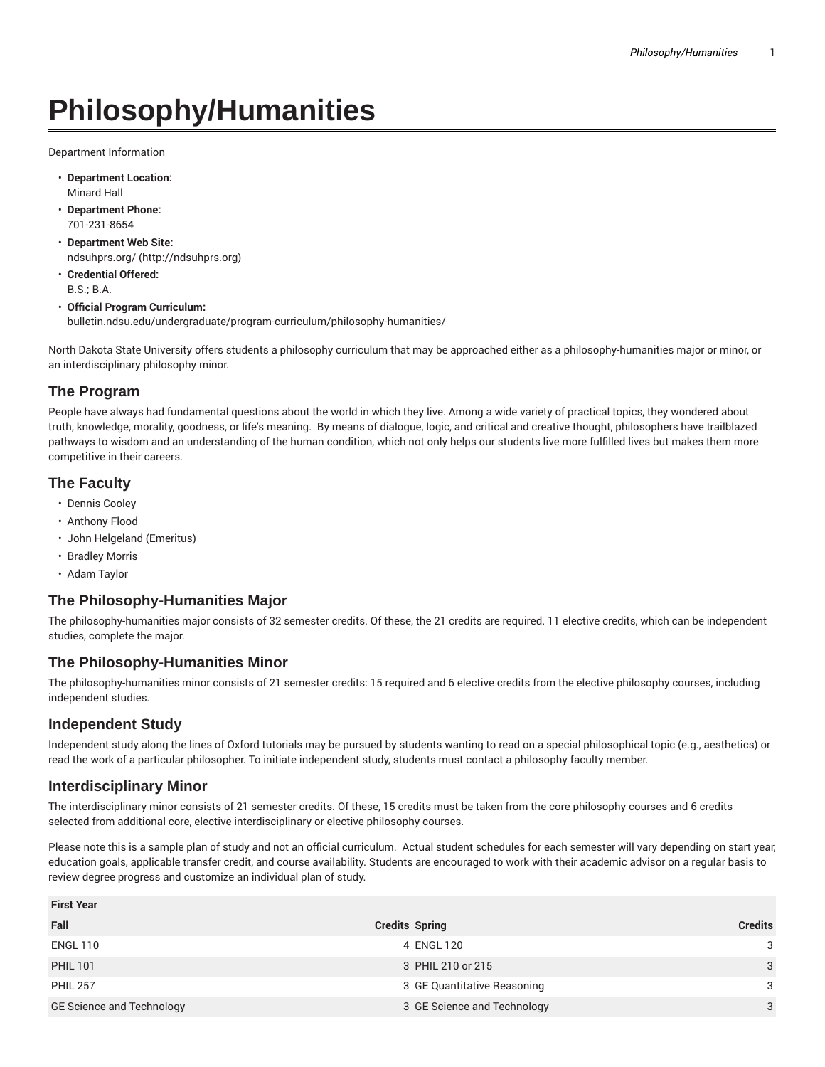# Philosophy/Humanities

Department Information

- **Department Location:**
  Minard Hall
- **Department Phone:**
  701-231-8654
- **Department Web Site:**
  ndsuhprs.org/ (http://ndsuhprs.org)
- **Credential Offered:**
  B.S.; B.A.
- **Official Program Curriculum:**
  bulletin.ndsu.edu/undergraduate/program-curriculum/philosophy-humanities/

North Dakota State University offers students a philosophy curriculum that may be approached either as a philosophy-humanities major or minor, or an interdisciplinary philosophy minor.

## The Program

People have always had fundamental questions about the world in which they live. Among a wide variety of practical topics, they wondered about truth, knowledge, morality, goodness, or life's meaning. By means of dialogue, logic, and critical and creative thought, philosophers have trailblazed pathways to wisdom and an understanding of the human condition, which not only helps our students live more fulfilled lives but makes them more competitive in their careers.

## The Faculty

- Dennis Cooley
- Anthony Flood
- John Helgeland (Emeritus)
- Bradley Morris
- Adam Taylor

## The Philosophy-Humanities Major

The philosophy-humanities major consists of 32 semester credits. Of these, the 21 credits are required. 11 elective credits, which can be independent studies, complete the major.

## The Philosophy-Humanities Minor

The philosophy-humanities minor consists of 21 semester credits: 15 required and 6 elective credits from the elective philosophy courses, including independent studies.

## Independent Study

Independent study along the lines of Oxford tutorials may be pursued by students wanting to read on a special philosophical topic (e.g., aesthetics) or read the work of a particular philosopher. To initiate independent study, students must contact a philosophy faculty member.

## Interdisciplinary Minor

The interdisciplinary minor consists of 21 semester credits. Of these, 15 credits must be taken from the core philosophy courses and 6 credits selected from additional core, elective interdisciplinary or elective philosophy courses.

Please note this is a sample plan of study and not an official curriculum. Actual student schedules for each semester will vary depending on start year, education goals, applicable transfer credit, and course availability. Students are encouraged to work with their academic advisor on a regular basis to review degree progress and customize an individual plan of study.

| First Year | | | |
|---|---|---|---|
| Fall | Credits | Spring | Credits |
| ENGL 110 | 4 | ENGL 120 | 3 |
| PHIL 101 | 3 | PHIL 210 or 215 | 3 |
| PHIL 257 | 3 | GE Quantitative Reasoning | 3 |
| GE Science and Technology | 3 | GE Science and Technology | 3 |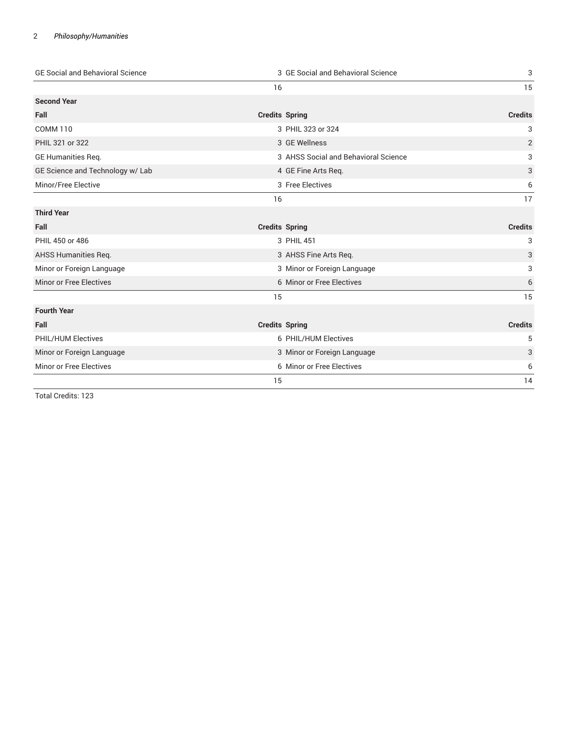| | | | |
|---|---|---|---|
| GE Social and Behavioral Science | 3 | GE Social and Behavioral Science | 3 |
| | 16 | | 15 |
| **Second Year** | | | |
| **Fall** | **Credits** | **Spring** | **Credits** |
| COMM 110 | 3 | PHIL 323 or 324 | 3 |
| PHIL 321 or 322 | 3 | GE Wellness | 2 |
| GE Humanities Req. | 3 | AHSS Social and Behavioral Science | 3 |
| GE Science and Technology w/ Lab | 4 | GE Fine Arts Req. | 3 |
| Minor/Free Elective | 3 | Free Electives | 6 |
| | 16 | | 17 |
| **Third Year** | | | |
| **Fall** | **Credits** | **Spring** | **Credits** |
| PHIL 450 or 486 | 3 | PHIL 451 | 3 |
| AHSS Humanities Req. | 3 | AHSS Fine Arts Req. | 3 |
| Minor or Foreign Language | 3 | Minor or Foreign Language | 3 |
| Minor or Free Electives | 6 | Minor or Free Electives | 6 |
| | 15 | | 15 |
| **Fourth Year** | | | |
| **Fall** | **Credits** | **Spring** | **Credits** |
| PHIL/HUM Electives | 6 | PHIL/HUM Electives | 5 |
| Minor or Foreign Language | 3 | Minor or Foreign Language | 3 |
| Minor or Free Electives | 6 | Minor or Free Electives | 6 |
| | 15 | | 14 |

Total Credits: 123